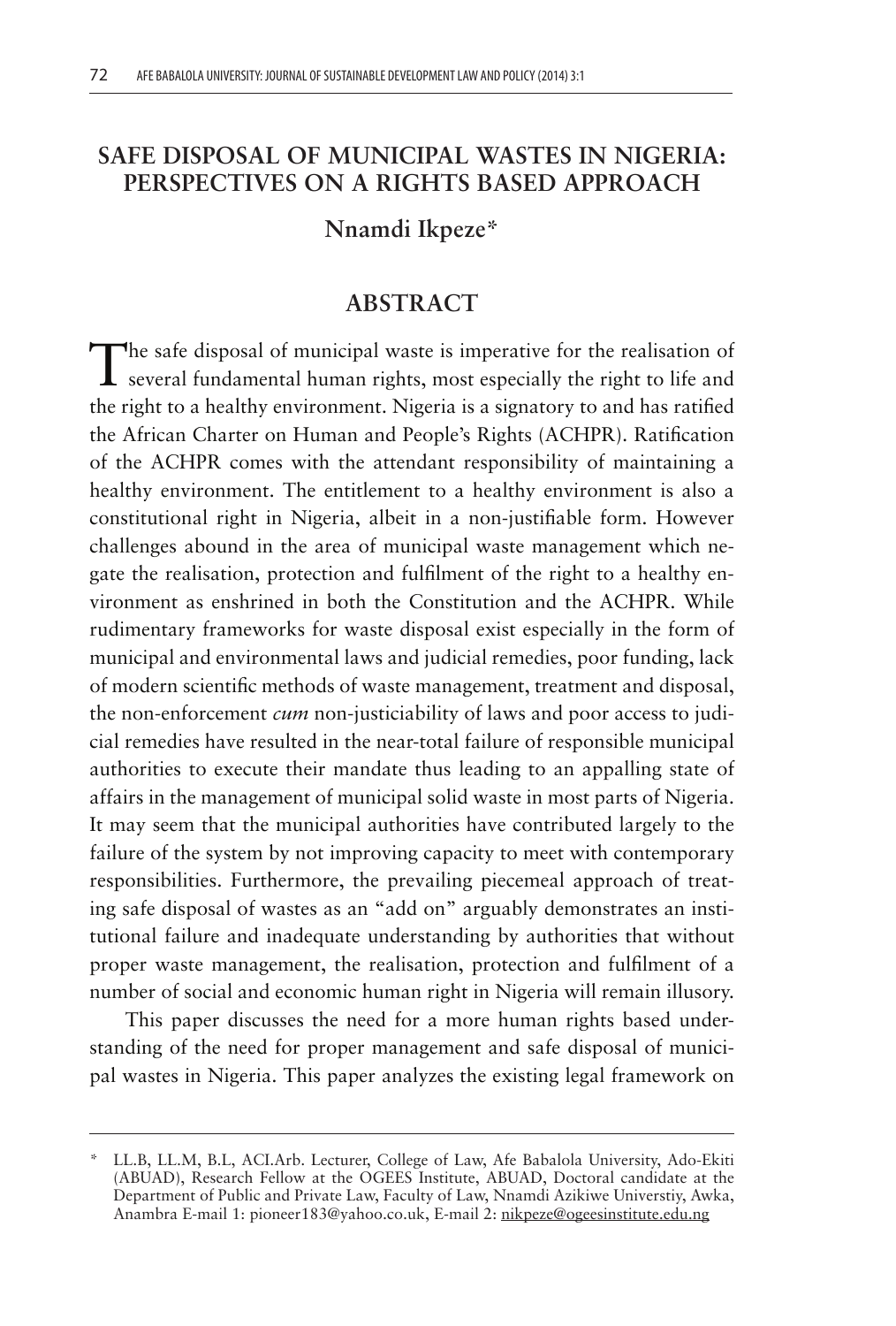# SAFE DISPOSAL OF MUNICIPAL WASTES IN NIGERIA: PERSPECTIVES ON A RIGHTS BASED APPROACH

**Nnamdi Ikpeze***

## ABSTRACT

The safe disposal of municipal waste is imperative for the realisation of several fundamental human rights, most especially the right to life and the right to a healthy environment. Nigeria is a signatory to and has ratified the African Charter on Human and People's Rights (ACHPR). Ratification of the ACHPR comes with the attendant responsibility of maintaining a healthy environment. The entitlement to a healthy environment is also a constitutional right in Nigeria, albeit in a non-justifiable form. However challenges abound in the area of municipal waste management which negate the realisation, protection and fulfilment of the right to a healthy environment as enshrined in both the Constitution and the ACHPR. While rudimentary frameworks for waste disposal exist especially in the form of municipal and environmental laws and judicial remedies, poor funding, lack of modern scientific methods of waste management, treatment and disposal, the non-enforcement *cum* non-justiciability of laws and poor access to judicial remedies have resulted in the near-total failure of responsible municipal authorities to execute their mandate thus leading to an appalling state of affairs in the management of municipal solid waste in most parts of Nigeria. It may seem that the municipal authorities have contributed largely to the failure of the system by not improving capacity to meet with contemporary responsibilities. Furthermore, the prevailing piecemeal approach of treating safe disposal of wastes as an "add on" arguably demonstrates an institutional failure and inadequate understanding by authorities that without proper waste management, the realisation, protection and fulfilment of a number of social and economic human right in Nigeria will remain illusory.

This paper discusses the need for a more human rights based understanding of the need for proper management and safe disposal of municipal wastes in Nigeria. This paper analyzes the existing legal framework on

---

\* LL.B, LL.M, B.L, ACI.Arb. Lecturer, College of Law, Afe Babalola University, Ado-Ekiti (ABUAD), Research Fellow at the OGEES Institute, ABUAD, Doctoral candidate at the Department of Public and Private Law, Faculty of Law, Nnamdi Azikiwe Universtiy, Awka, Anambra E-mail 1: pioneer183@yahoo.co.uk, E-mail 2: nikpeze@ogeesinstitute.edu.ng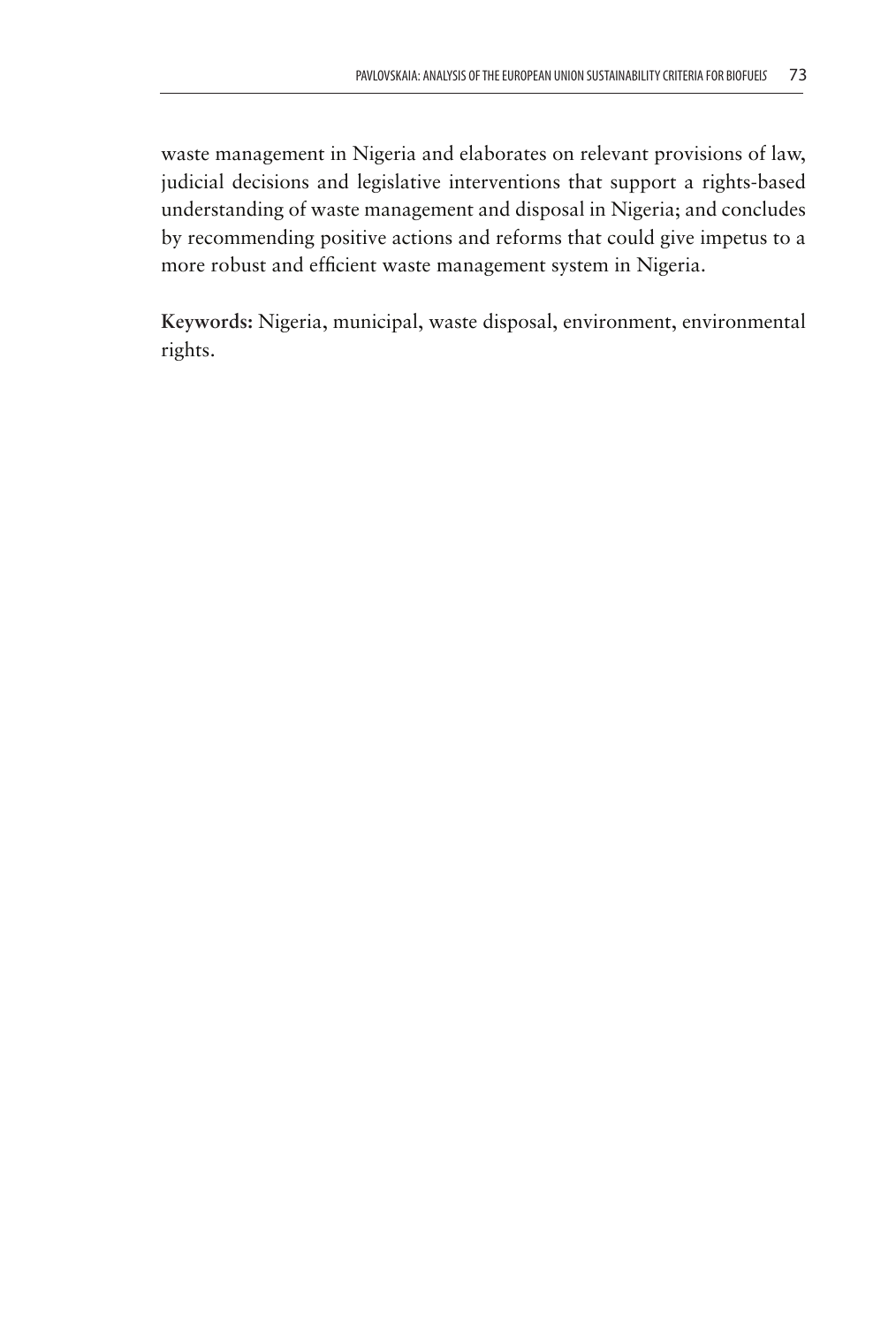waste management in Nigeria and elaborates on relevant provisions of law, judicial decisions and legislative interventions that support a rights-based understanding of waste management and disposal in Nigeria; and concludes by recommending positive actions and reforms that could give impetus to a more robust and efficient waste management system in Nigeria.

**Keywords:** Nigeria, municipal, waste disposal, environment, environmental rights.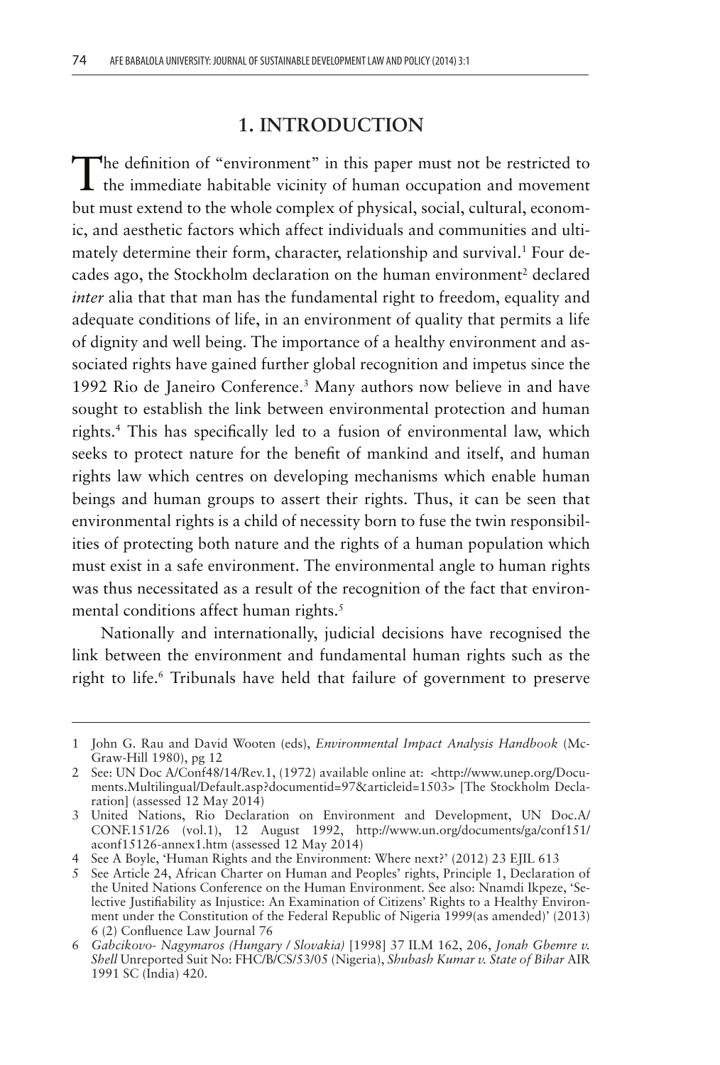## 1. INTRODUCTION

The definition of "environment" in this paper must not be restricted to the immediate habitable vicinity of human occupation and movement but must extend to the whole complex of physical, social, cultural, economic, and aesthetic factors which affect individuals and communities and ultimately determine their form, character, relationship and survival.[1] Four decades ago, the Stockholm declaration on the human environment[2] declared *inter* alia that that man has the fundamental right to freedom, equality and adequate conditions of life, in an environment of quality that permits a life of dignity and well being. The importance of a healthy environment and associated rights have gained further global recognition and impetus since the 1992 Rio de Janeiro Conference.[3] Many authors now believe in and have sought to establish the link between environmental protection and human rights.[4] This has specifically led to a fusion of environmental law, which seeks to protect nature for the benefit of mankind and itself, and human rights law which centres on developing mechanisms which enable human beings and human groups to assert their rights. Thus, it can be seen that environmental rights is a child of necessity born to fuse the twin responsibilities of protecting both nature and the rights of a human population which must exist in a safe environment. The environmental angle to human rights was thus necessitated as a result of the recognition of the fact that environmental conditions affect human rights.[5]

Nationally and internationally, judicial decisions have recognised the link between the environment and fundamental human rights such as the right to life.[6] Tribunals have held that failure of government to preserve

---

1 John G. Rau and David Wooten (eds), *Environmental Impact Analysis Handbook* (McGraw-Hill 1980), pg 12

2 See: UN Doc A/Conf48/14/Rev.1, (1972) available online at: <http://www.unep.org/Documents.Multilingual/Default.asp?documentid=97&articleid=1503> [The Stockholm Declaration] (assessed 12 May 2014)

3 United Nations, Rio Declaration on Environment and Development, UN Doc.A/CONF.151/26 (vol.1), 12 August 1992, http://www.un.org/documents/ga/conf151/aconf15126-annex1.htm (assessed 12 May 2014)

4 See A Boyle, 'Human Rights and the Environment: Where next?' (2012) 23 EJIL 613

5 See Article 24, African Charter on Human and Peoples' rights, Principle 1, Declaration of the United Nations Conference on the Human Environment. See also: Nnamdi Ikpeze, 'Selective Justifiability as Injustice: An Examination of Citizens' Rights to a Healthy Environment under the Constitution of the Federal Republic of Nigeria 1999(as amended)' (2013) 6 (2) Confluence Law Journal 76

6 *Gabcikovo- Nagymaros (Hungary / Slovakia)* [1998] 37 ILM 162, 206, *Jonah Gbemre v. Shell* Unreported Suit No: FHC/B/CS/53/05 (Nigeria), *Shubash Kumar v. State of Bihar* AIR 1991 SC (India) 420.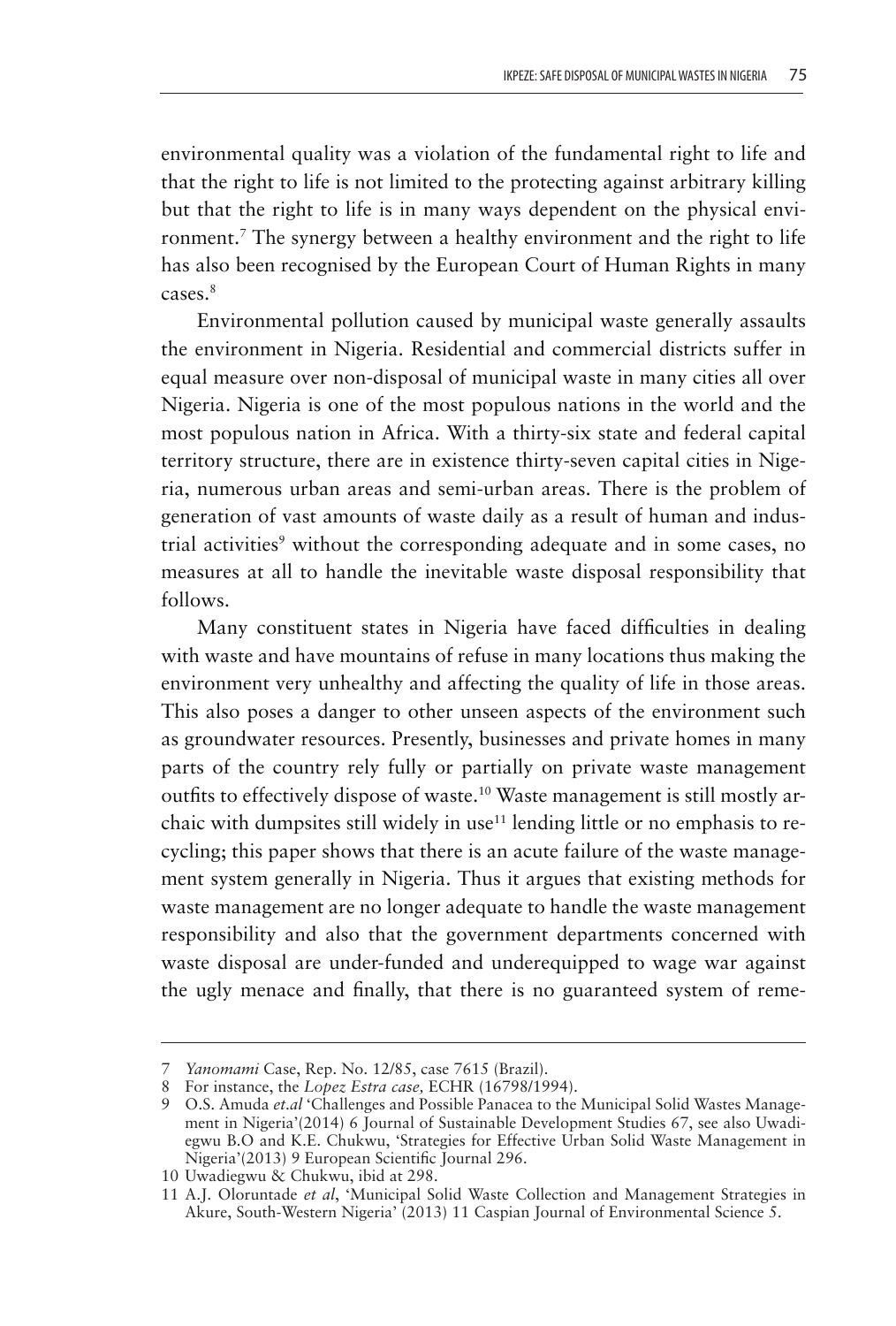environmental quality was a violation of the fundamental right to life and that the right to life is not limited to the protecting against arbitrary killing but that the right to life is in many ways dependent on the physical environment.[7] The synergy between a healthy environment and the right to life has also been recognised by the European Court of Human Rights in many cases.[8]

Environmental pollution caused by municipal waste generally assaults the environment in Nigeria. Residential and commercial districts suffer in equal measure over non-disposal of municipal waste in many cities all over Nigeria. Nigeria is one of the most populous nations in the world and the most populous nation in Africa. With a thirty-six state and federal capital territory structure, there are in existence thirty-seven capital cities in Nigeria, numerous urban areas and semi-urban areas. There is the problem of generation of vast amounts of waste daily as a result of human and industrial activities[9] without the corresponding adequate and in some cases, no measures at all to handle the inevitable waste disposal responsibility that follows.

Many constituent states in Nigeria have faced difficulties in dealing with waste and have mountains of refuse in many locations thus making the environment very unhealthy and affecting the quality of life in those areas. This also poses a danger to other unseen aspects of the environment such as groundwater resources. Presently, businesses and private homes in many parts of the country rely fully or partially on private waste management outfits to effectively dispose of waste.[10] Waste management is still mostly archaic with dumpsites still widely in use[11] lending little or no emphasis to recycling; this paper shows that there is an acute failure of the waste management system generally in Nigeria. Thus it argues that existing methods for waste management are no longer adequate to handle the waste management responsibility and also that the government departments concerned with waste disposal are under-funded and underequipped to wage war against the ugly menace and finally, that there is no guaranteed system of reme-

---

7 *Yanomami* Case, Rep. No. 12/85, case 7615 (Brazil).

8 For instance, the *Lopez Estra case,* ECHR (16798/1994).

9 O.S. Amuda *et.al* 'Challenges and Possible Panacea to the Municipal Solid Wastes Management in Nigeria'(2014) 6 Journal of Sustainable Development Studies 67, see also Uwadiegwu B.O and K.E. Chukwu, 'Strategies for Effective Urban Solid Waste Management in Nigeria'(2013) 9 European Scientific Journal 296.

10 Uwadiegwu & Chukwu, ibid at 298.

11 A.J. Oloruntade *et al*, 'Municipal Solid Waste Collection and Management Strategies in Akure, South-Western Nigeria' (2013) 11 Caspian Journal of Environmental Science 5.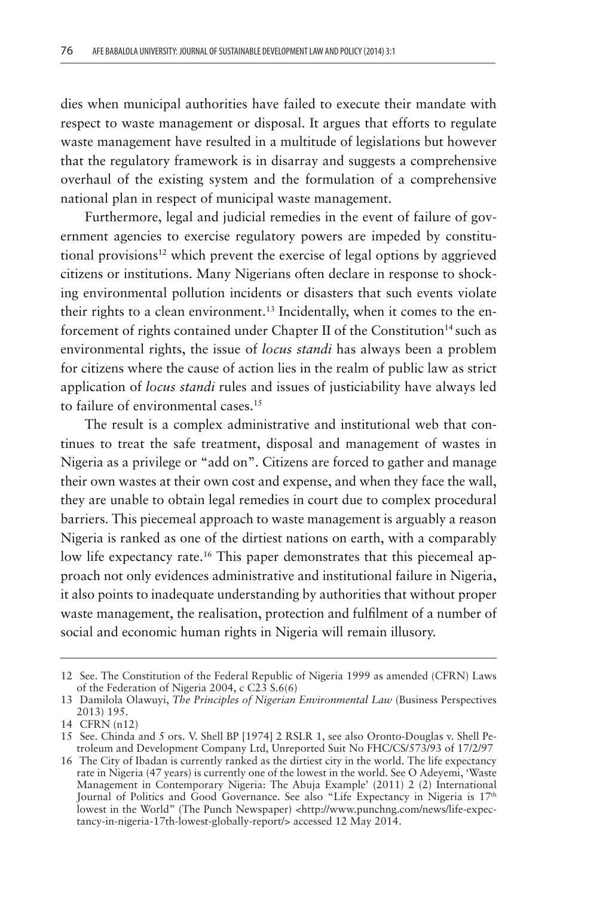dies when municipal authorities have failed to execute their mandate with respect to waste management or disposal. It argues that efforts to regulate waste management have resulted in a multitude of legislations but however that the regulatory framework is in disarray and suggests a comprehensive overhaul of the existing system and the formulation of a comprehensive national plan in respect of municipal waste management.

Furthermore, legal and judicial remedies in the event of failure of government agencies to exercise regulatory powers are impeded by constitutional provisions[12] which prevent the exercise of legal options by aggrieved citizens or institutions. Many Nigerians often declare in response to shocking environmental pollution incidents or disasters that such events violate their rights to a clean environment.[13] Incidentally, when it comes to the enforcement of rights contained under Chapter II of the Constitution[14] such as environmental rights, the issue of *locus standi* has always been a problem for citizens where the cause of action lies in the realm of public law as strict application of *locus standi* rules and issues of justiciability have always led to failure of environmental cases.[15]

The result is a complex administrative and institutional web that continues to treat the safe treatment, disposal and management of wastes in Nigeria as a privilege or "add on". Citizens are forced to gather and manage their own wastes at their own cost and expense, and when they face the wall, they are unable to obtain legal remedies in court due to complex procedural barriers. This piecemeal approach to waste management is arguably a reason Nigeria is ranked as one of the dirtiest nations on earth, with a comparably low life expectancy rate.[16] This paper demonstrates that this piecemeal approach not only evidences administrative and institutional failure in Nigeria, it also points to inadequate understanding by authorities that without proper waste management, the realisation, protection and fulfilment of a number of social and economic human rights in Nigeria will remain illusory.

---

12 See. The Constitution of the Federal Republic of Nigeria 1999 as amended (CFRN) Laws of the Federation of Nigeria 2004, c C23 S.6(6)

13 Damilola Olawuyi, *The Principles of Nigerian Environmental Law* (Business Perspectives 2013) 195.

14 CFRN (n12)

15 See. Chinda and 5 ors. V. Shell BP [1974] 2 RSLR 1, see also Oronto-Douglas v. Shell Petroleum and Development Company Ltd, Unreported Suit No FHC/CS/573/93 of 17/2/97

16 The City of Ibadan is currently ranked as the dirtiest city in the world. The life expectancy rate in Nigeria (47 years) is currently one of the lowest in the world. See O Adeyemi, 'Waste Management in Contemporary Nigeria: The Abuja Example' (2011) 2 (2) International Journal of Politics and Good Governance. See also "Life Expectancy in Nigeria is 17th lowest in the World" (The Punch Newspaper) <http://www.punchng.com/news/life-expectancy-in-nigeria-17th-lowest-globally-report/> accessed 12 May 2014.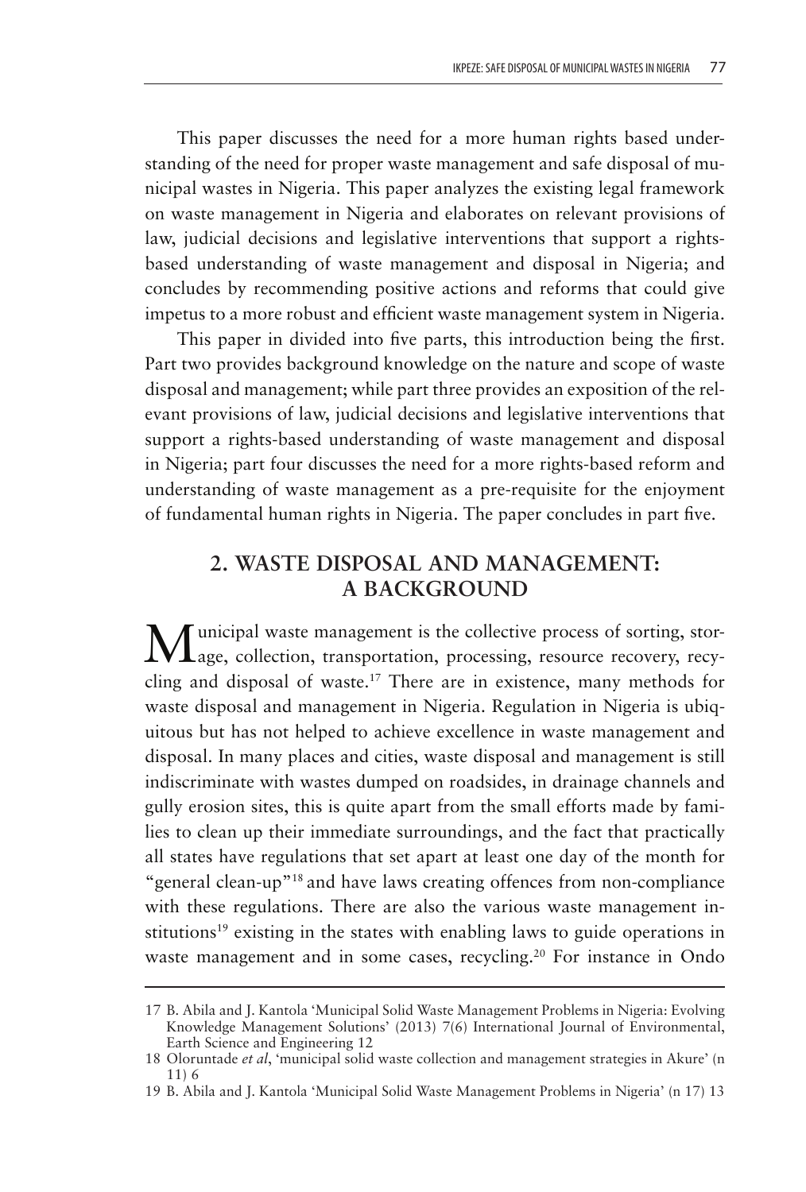This paper discusses the need for a more human rights based understanding of the need for proper waste management and safe disposal of municipal wastes in Nigeria. This paper analyzes the existing legal framework on waste management in Nigeria and elaborates on relevant provisions of law, judicial decisions and legislative interventions that support a rights-based understanding of waste management and disposal in Nigeria; and concludes by recommending positive actions and reforms that could give impetus to a more robust and efficient waste management system in Nigeria.

This paper in divided into five parts, this introduction being the first. Part two provides background knowledge on the nature and scope of waste disposal and management; while part three provides an exposition of the relevant provisions of law, judicial decisions and legislative interventions that support a rights-based understanding of waste management and disposal in Nigeria; part four discusses the need for a more rights-based reform and understanding of waste management as a pre-requisite for the enjoyment of fundamental human rights in Nigeria. The paper concludes in part five.

## 2. WASTE DISPOSAL AND MANAGEMENT: A BACKGROUND

Municipal waste management is the collective process of sorting, storage, collection, transportation, processing, resource recovery, recycling and disposal of waste.[17] There are in existence, many methods for waste disposal and management in Nigeria. Regulation in Nigeria is ubiquitous but has not helped to achieve excellence in waste management and disposal. In many places and cities, waste disposal and management is still indiscriminate with wastes dumped on roadsides, in drainage channels and gully erosion sites, this is quite apart from the small efforts made by families to clean up their immediate surroundings, and the fact that practically all states have regulations that set apart at least one day of the month for "general clean-up"[18] and have laws creating offences from non-compliance with these regulations. There are also the various waste management institutions[19] existing in the states with enabling laws to guide operations in waste management and in some cases, recycling.[20] For instance in Ondo

---

17 B. Abila and J. Kantola 'Municipal Solid Waste Management Problems in Nigeria: Evolving Knowledge Management Solutions' (2013) 7(6) International Journal of Environmental, Earth Science and Engineering 12

18 Oloruntade *et al*, 'municipal solid waste collection and management strategies in Akure' (n 11) 6

19 B. Abila and J. Kantola 'Municipal Solid Waste Management Problems in Nigeria' (n 17) 13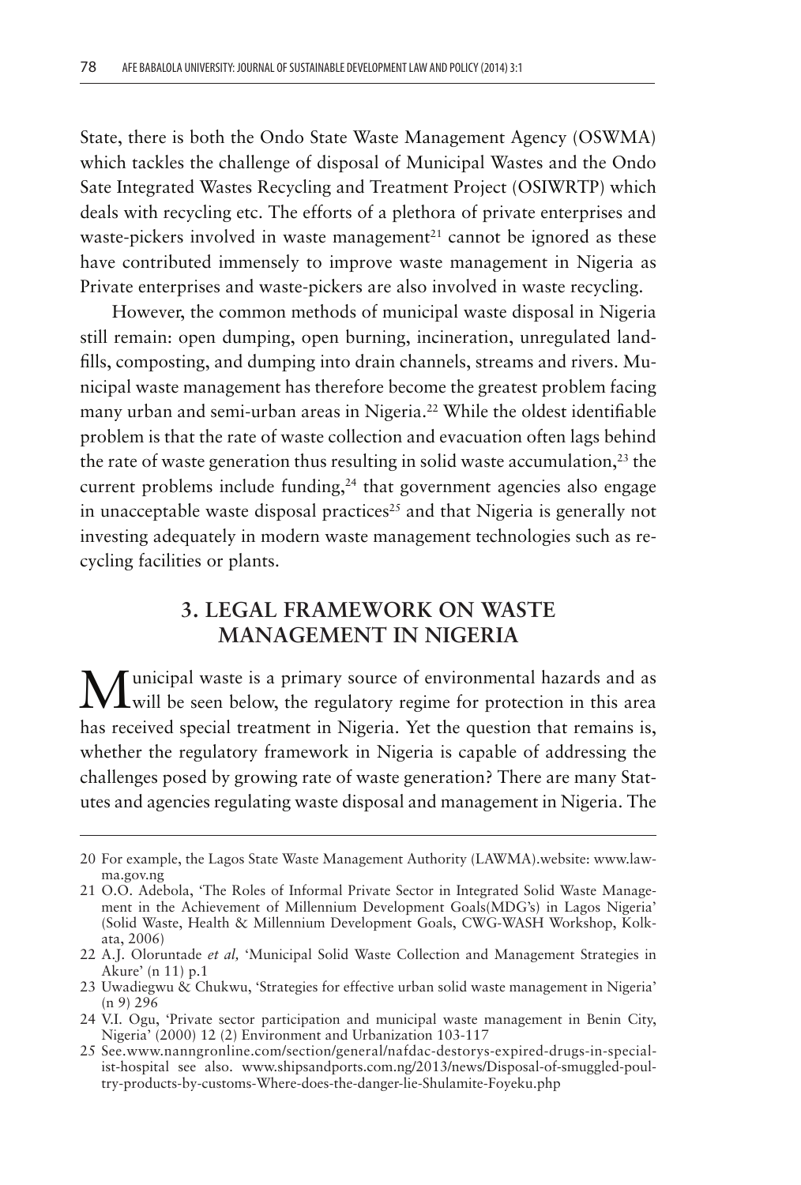State, there is both the Ondo State Waste Management Agency (OSWMA) which tackles the challenge of disposal of Municipal Wastes and the Ondo Sate Integrated Wastes Recycling and Treatment Project (OSIWRTP) which deals with recycling etc. The efforts of a plethora of private enterprises and waste-pickers involved in waste management[21] cannot be ignored as these have contributed immensely to improve waste management in Nigeria as Private enterprises and waste-pickers are also involved in waste recycling.

However, the common methods of municipal waste disposal in Nigeria still remain: open dumping, open burning, incineration, unregulated landfills, composting, and dumping into drain channels, streams and rivers. Municipal waste management has therefore become the greatest problem facing many urban and semi-urban areas in Nigeria.[22] While the oldest identifiable problem is that the rate of waste collection and evacuation often lags behind the rate of waste generation thus resulting in solid waste accumulation,[23] the current problems include funding,[24] that government agencies also engage in unacceptable waste disposal practices[25] and that Nigeria is generally not investing adequately in modern waste management technologies such as recycling facilities or plants.

## 3. LEGAL FRAMEWORK ON WASTE MANAGEMENT IN NIGERIA

Municipal waste is a primary source of environmental hazards and as will be seen below, the regulatory regime for protection in this area has received special treatment in Nigeria. Yet the question that remains is, whether the regulatory framework in Nigeria is capable of addressing the challenges posed by growing rate of waste generation? There are many Statutes and agencies regulating waste disposal and management in Nigeria. The

---

20 For example, the Lagos State Waste Management Authority (LAWMA).website: www.lawma.gov.ng

21 O.O. Adebola, 'The Roles of Informal Private Sector in Integrated Solid Waste Management in the Achievement of Millennium Development Goals(MDG's) in Lagos Nigeria' (Solid Waste, Health & Millennium Development Goals, CWG-WASH Workshop, Kolkata, 2006)

22 A.J. Oloruntade *et al,* 'Municipal Solid Waste Collection and Management Strategies in Akure' (n 11) p.1

23 Uwadiegwu & Chukwu, 'Strategies for effective urban solid waste management in Nigeria' (n 9) 296

24 V.I. Ogu, 'Private sector participation and municipal waste management in Benin City, Nigeria' (2000) 12 (2) Environment and Urbanization 103-117

25 See.www.nanngronline.com/section/general/nafdac-destorys-expired-drugs-in-specialist-hospital see also. www.shipsandports.com.ng/2013/news/Disposal-of-smuggled-poultry-products-by-customs-Where-does-the-danger-lie-Shulamite-Foyeku.php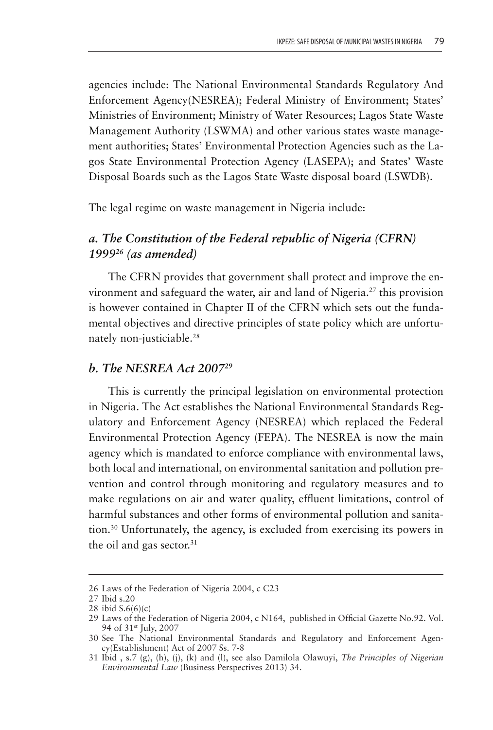agencies include: The National Environmental Standards Regulatory And Enforcement Agency(NESREA); Federal Ministry of Environment; States' Ministries of Environment; Ministry of Water Resources; Lagos State Waste Management Authority (LSWMA) and other various states waste management authorities; States' Environmental Protection Agencies such as the Lagos State Environmental Protection Agency (LASEPA); and States' Waste Disposal Boards such as the Lagos State Waste disposal board (LSWDB).

The legal regime on waste management in Nigeria include:

### *a. The Constitution of the Federal republic of Nigeria (CFRN) 1999[26] (as amended)*

The CFRN provides that government shall protect and improve the environment and safeguard the water, air and land of Nigeria.[27] this provision is however contained in Chapter II of the CFRN which sets out the fundamental objectives and directive principles of state policy which are unfortunately non-justiciable.[28]

### *b. The NESREA Act 2007[29]*

This is currently the principal legislation on environmental protection in Nigeria. The Act establishes the National Environmental Standards Regulatory and Enforcement Agency (NESREA) which replaced the Federal Environmental Protection Agency (FEPA). The NESREA is now the main agency which is mandated to enforce compliance with environmental laws, both local and international, on environmental sanitation and pollution prevention and control through monitoring and regulatory measures and to make regulations on air and water quality, effluent limitations, control of harmful substances and other forms of environmental pollution and sanitation.[30] Unfortunately, the agency, is excluded from exercising its powers in the oil and gas sector.[31]

---

26 Laws of the Federation of Nigeria 2004, c C23

27 Ibid s.20

28 ibid S.6(6)(c)

29 Laws of the Federation of Nigeria 2004, c N164, published in Official Gazette No.92. Vol. 94 of 31st July, 2007

30 See The National Environmental Standards and Regulatory and Enforcement Agency(Establishment) Act of 2007 Ss. 7-8

31 Ibid , s.7 (g), (h), (j), (k) and (l), see also Damilola Olawuyi, *The Principles of Nigerian Environmental Law* (Business Perspectives 2013) 34.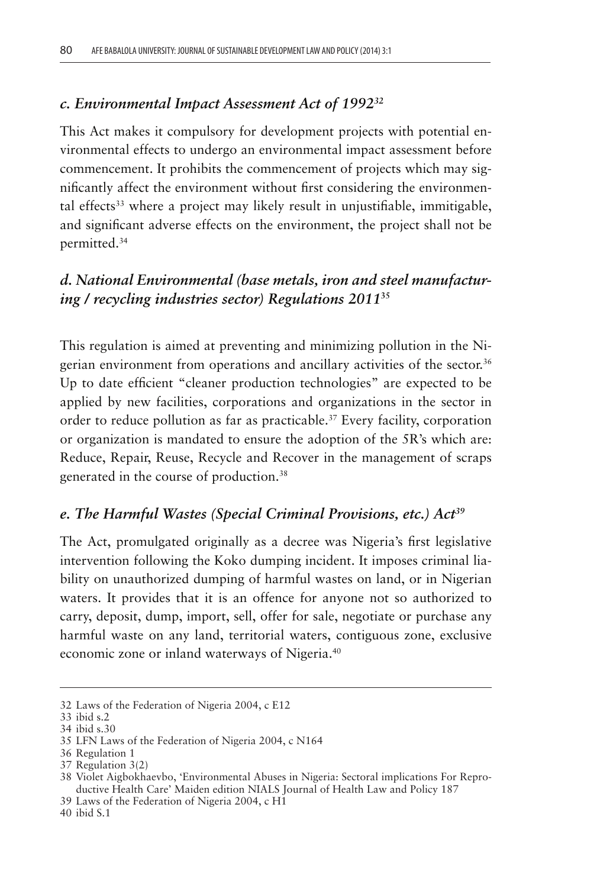### *c. Environmental Impact Assessment Act of 1992*[32]

This Act makes it compulsory for development projects with potential environmental effects to undergo an environmental impact assessment before commencement. It prohibits the commencement of projects which may significantly affect the environment without first considering the environmental effects[33] where a project may likely result in unjustifiable, immitigable, and significant adverse effects on the environment, the project shall not be permitted.[34]

### *d. National Environmental (base metals, iron and steel manufacturing / recycling industries sector) Regulations 2011*[35]

This regulation is aimed at preventing and minimizing pollution in the Nigerian environment from operations and ancillary activities of the sector.[36] Up to date efficient "cleaner production technologies" are expected to be applied by new facilities, corporations and organizations in the sector in order to reduce pollution as far as practicable.[37] Every facility, corporation or organization is mandated to ensure the adoption of the 5R's which are: Reduce, Repair, Reuse, Recycle and Recover in the management of scraps generated in the course of production.[38]

### *e. The Harmful Wastes (Special Criminal Provisions, etc.) Act*[39]

The Act, promulgated originally as a decree was Nigeria's first legislative intervention following the Koko dumping incident. It imposes criminal liability on unauthorized dumping of harmful wastes on land, or in Nigerian waters. It provides that it is an offence for anyone not so authorized to carry, deposit, dump, import, sell, offer for sale, negotiate or purchase any harmful waste on any land, territorial waters, contiguous zone, exclusive economic zone or inland waterways of Nigeria.[40]

---

32 Laws of the Federation of Nigeria 2004, c E12

33 ibid s.2

34 ibid s.30

35 LFN Laws of the Federation of Nigeria 2004, c N164

36 Regulation 1

37 Regulation 3(2)

38 Violet Aigbokhaevbo, 'Environmental Abuses in Nigeria: Sectoral implications For Reproductive Health Care' Maiden edition NIALS Journal of Health Law and Policy 187

39 Laws of the Federation of Nigeria 2004, c H1

40 ibid S.1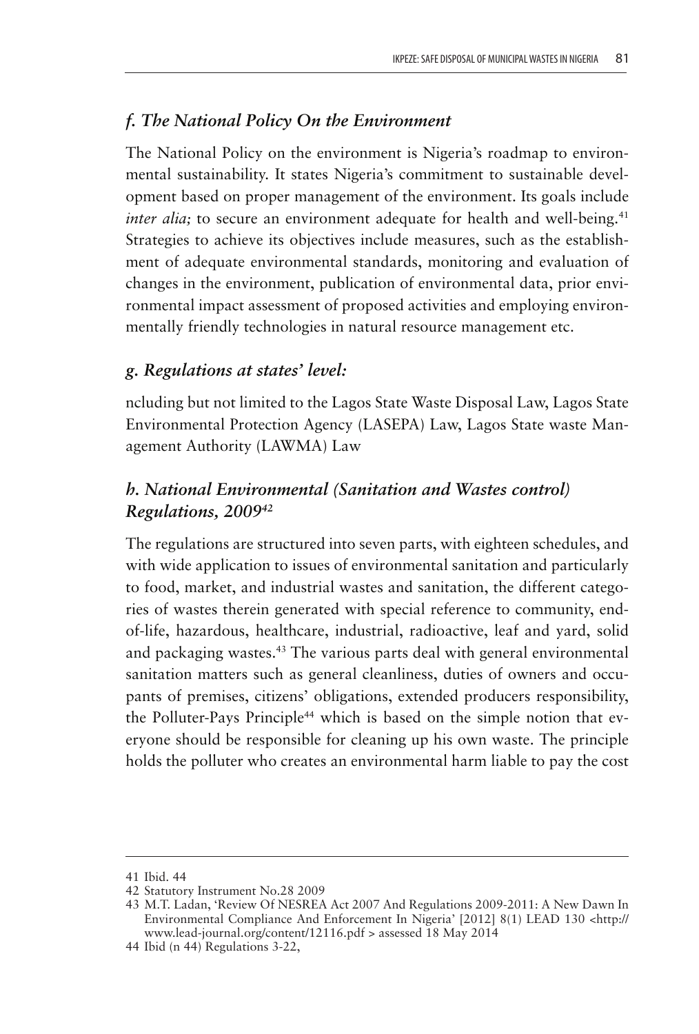### *f. The National Policy On the Environment*

The National Policy on the environment is Nigeria's roadmap to environmental sustainability. It states Nigeria's commitment to sustainable development based on proper management of the environment. Its goals include *inter alia;* to secure an environment adequate for health and well-being.[41] Strategies to achieve its objectives include measures, such as the establishment of adequate environmental standards, monitoring and evaluation of changes in the environment, publication of environmental data, prior environmental impact assessment of proposed activities and employing environmentally friendly technologies in natural resource management etc.

### *g. Regulations at states' level:*

ncluding but not limited to the Lagos State Waste Disposal Law, Lagos State Environmental Protection Agency (LASEPA) Law, Lagos State waste Management Authority (LAWMA) Law

### *h. National Environmental (Sanitation and Wastes control) Regulations, 2009*[42]

The regulations are structured into seven parts, with eighteen schedules, and with wide application to issues of environmental sanitation and particularly to food, market, and industrial wastes and sanitation, the different categories of wastes therein generated with special reference to community, end-of-life, hazardous, healthcare, industrial, radioactive, leaf and yard, solid and packaging wastes.[43] The various parts deal with general environmental sanitation matters such as general cleanliness, duties of owners and occupants of premises, citizens' obligations, extended producers responsibility, the Polluter-Pays Principle[44] which is based on the simple notion that everyone should be responsible for cleaning up his own waste. The principle holds the polluter who creates an environmental harm liable to pay the cost

---

41 Ibid. 44

42 Statutory Instrument No.28 2009

43 M.T. Ladan, 'Review Of NESREA Act 2007 And Regulations 2009-2011: A New Dawn In Environmental Compliance And Enforcement In Nigeria' [2012] 8(1) LEAD 130 <http://www.lead-journal.org/content/12116.pdf > assessed 18 May 2014

44 Ibid (n 44) Regulations 3-22,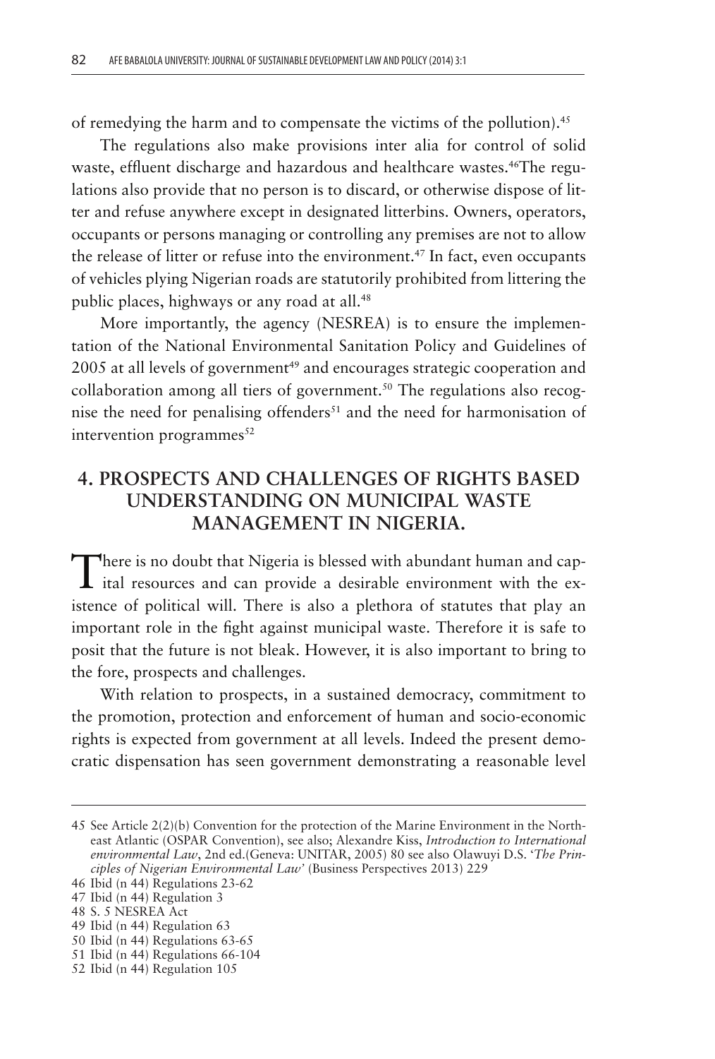of remedying the harm and to compensate the victims of the pollution).[45]

The regulations also make provisions inter alia for control of solid waste, effluent discharge and hazardous and healthcare wastes.[46]The regulations also provide that no person is to discard, or otherwise dispose of litter and refuse anywhere except in designated litterbins. Owners, operators, occupants or persons managing or controlling any premises are not to allow the release of litter or refuse into the environment.[47] In fact, even occupants of vehicles plying Nigerian roads are statutorily prohibited from littering the public places, highways or any road at all.[48]

More importantly, the agency (NESREA) is to ensure the implementation of the National Environmental Sanitation Policy and Guidelines of 2005 at all levels of government[49] and encourages strategic cooperation and collaboration among all tiers of government.[50] The regulations also recognise the need for penalising offenders[51] and the need for harmonisation of intervention programmes[52]

## 4. PROSPECTS AND CHALLENGES OF RIGHTS BASED UNDERSTANDING ON MUNICIPAL WASTE MANAGEMENT IN NIGERIA.

There is no doubt that Nigeria is blessed with abundant human and capital resources and can provide a desirable environment with the existence of political will. There is also a plethora of statutes that play an important role in the fight against municipal waste. Therefore it is safe to posit that the future is not bleak. However, it is also important to bring to the fore, prospects and challenges.

With relation to prospects, in a sustained democracy, commitment to the promotion, protection and enforcement of human and socio-economic rights is expected from government at all levels. Indeed the present democratic dispensation has seen government demonstrating a reasonable level

---

45 See Article 2(2)(b) Convention for the protection of the Marine Environment in the North-east Atlantic (OSPAR Convention), see also; Alexandre Kiss, *Introduction to International environmental Law*, 2nd ed.(Geneva: UNITAR, 2005) 80 see also Olawuyi D.S. '*The Principles of Nigerian Environmental Law*' (Business Perspectives 2013) 229

46 Ibid (n 44) Regulations 23-62

47 Ibid (n 44) Regulation 3

48 S. 5 NESREA Act

49 Ibid (n 44) Regulation 63

50 Ibid (n 44) Regulations 63-65

51 Ibid (n 44) Regulations 66-104

52 Ibid (n 44) Regulation 105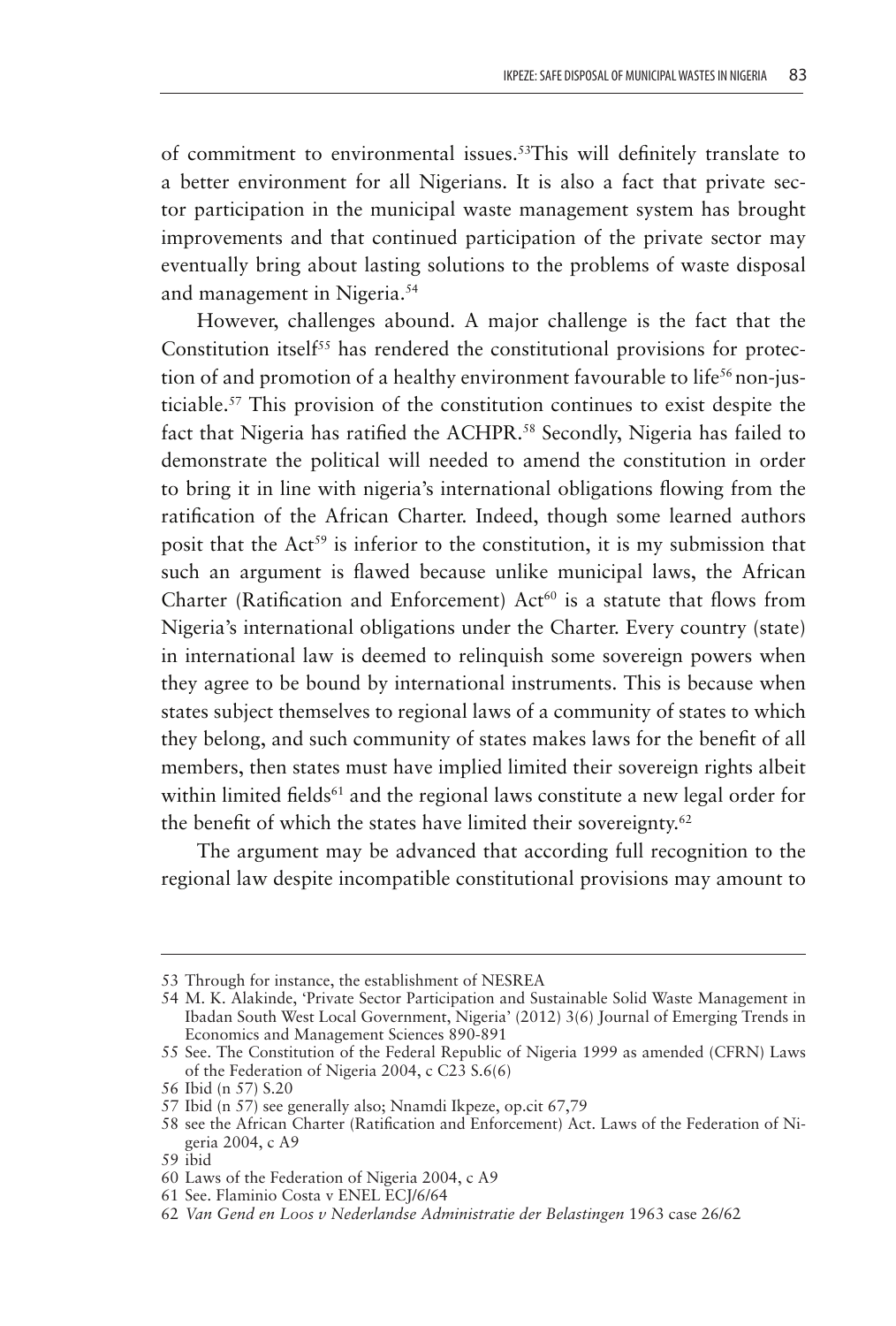of commitment to environmental issues.[53]This will definitely translate to a better environment for all Nigerians. It is also a fact that private sector participation in the municipal waste management system has brought improvements and that continued participation of the private sector may eventually bring about lasting solutions to the problems of waste disposal and management in Nigeria.[54]

However, challenges abound. A major challenge is the fact that the Constitution itself[55] has rendered the constitutional provisions for protection of and promotion of a healthy environment favourable to life[56] non-justiciable.[57] This provision of the constitution continues to exist despite the fact that Nigeria has ratified the ACHPR.[58] Secondly, Nigeria has failed to demonstrate the political will needed to amend the constitution in order to bring it in line with nigeria's international obligations flowing from the ratification of the African Charter. Indeed, though some learned authors posit that the Act[59] is inferior to the constitution, it is my submission that such an argument is flawed because unlike municipal laws, the African Charter (Ratification and Enforcement) Act[60] is a statute that flows from Nigeria's international obligations under the Charter. Every country (state) in international law is deemed to relinquish some sovereign powers when they agree to be bound by international instruments. This is because when states subject themselves to regional laws of a community of states to which they belong, and such community of states makes laws for the benefit of all members, then states must have implied limited their sovereign rights albeit within limited fields[61] and the regional laws constitute a new legal order for the benefit of which the states have limited their sovereignty.[62]

The argument may be advanced that according full recognition to the regional law despite incompatible constitutional provisions may amount to

---

53 Through for instance, the establishment of NESREA

54 M. K. Alakinde, 'Private Sector Participation and Sustainable Solid Waste Management in Ibadan South West Local Government, Nigeria' (2012) 3(6) Journal of Emerging Trends in Economics and Management Sciences 890-891

55 See. The Constitution of the Federal Republic of Nigeria 1999 as amended (CFRN) Laws of the Federation of Nigeria 2004, c C23 S.6(6)

56 Ibid (n 57) S.20

57 Ibid (n 57) see generally also; Nnamdi Ikpeze, op.cit 67,79

58 see the African Charter (Ratification and Enforcement) Act. Laws of the Federation of Nigeria 2004, c A9

59 ibid

60 Laws of the Federation of Nigeria 2004, c A9

61 See. Flaminio Costa v ENEL ECJ/6/64

62 *Van Gend en Loos v Nederlandse Administratie der Belastingen* 1963 case 26/62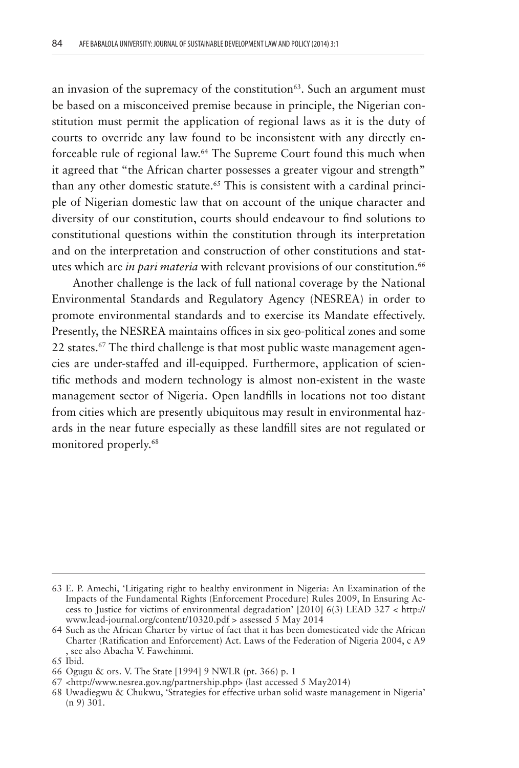an invasion of the supremacy of the constitution[63]. Such an argument must be based on a misconceived premise because in principle, the Nigerian constitution must permit the application of regional laws as it is the duty of courts to override any law found to be inconsistent with any directly enforceable rule of regional law.[64] The Supreme Court found this much when it agreed that "the African charter possesses a greater vigour and strength" than any other domestic statute.[65] This is consistent with a cardinal principle of Nigerian domestic law that on account of the unique character and diversity of our constitution, courts should endeavour to find solutions to constitutional questions within the constitution through its interpretation and on the interpretation and construction of other constitutions and statutes which are *in pari materia* with relevant provisions of our constitution.[66]

Another challenge is the lack of full national coverage by the National Environmental Standards and Regulatory Agency (NESREA) in order to promote environmental standards and to exercise its Mandate effectively. Presently, the NESREA maintains offices in six geo-political zones and some 22 states.[67] The third challenge is that most public waste management agencies are under-staffed and ill-equipped. Furthermore, application of scientific methods and modern technology is almost non-existent in the waste management sector of Nigeria. Open landfills in locations not too distant from cities which are presently ubiquitous may result in environmental hazards in the near future especially as these landfill sites are not regulated or monitored properly.[68]

---

63 E. P. Amechi, 'Litigating right to healthy environment in Nigeria: An Examination of the Impacts of the Fundamental Rights (Enforcement Procedure) Rules 2009, In Ensuring Access to Justice for victims of environmental degradation' [2010] 6(3) LEAD 327 < http://www.lead-journal.org/content/10320.pdf > assessed 5 May 2014

64 Such as the African Charter by virtue of fact that it has been domesticated vide the African Charter (Ratification and Enforcement) Act. Laws of the Federation of Nigeria 2004, c A9 , see also Abacha V. Fawehinmi.

65 Ibid.

66 Ogugu & ors. V. The State [1994] 9 NWLR (pt. 366) p. 1

67 <http://www.nesrea.gov.ng/partnership.php> (last accessed 5 May2014)

68 Uwadiegwu & Chukwu, 'Strategies for effective urban solid waste management in Nigeria' (n 9) 301.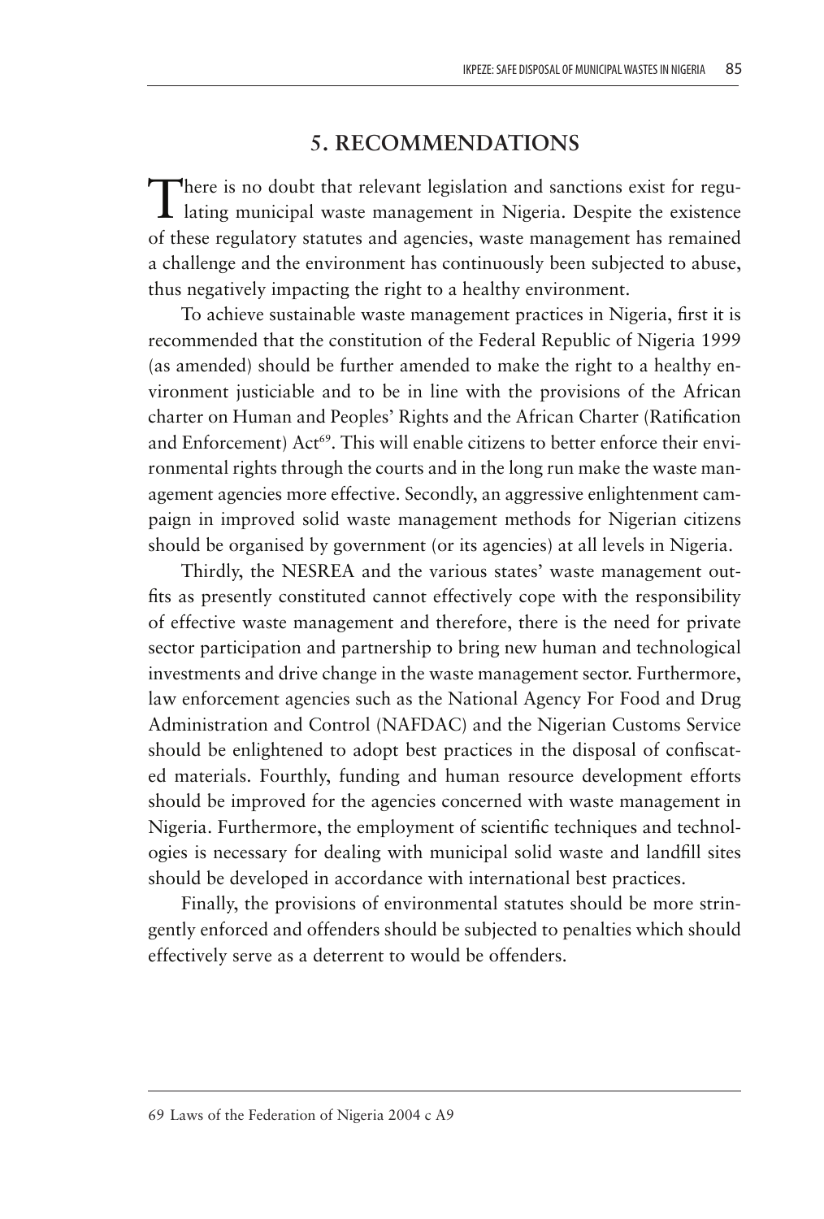## 5. RECOMMENDATIONS

There is no doubt that relevant legislation and sanctions exist for regulating municipal waste management in Nigeria. Despite the existence of these regulatory statutes and agencies, waste management has remained a challenge and the environment has continuously been subjected to abuse, thus negatively impacting the right to a healthy environment.

To achieve sustainable waste management practices in Nigeria, first it is recommended that the constitution of the Federal Republic of Nigeria 1999 (as amended) should be further amended to make the right to a healthy environment justiciable and to be in line with the provisions of the African charter on Human and Peoples' Rights and the African Charter (Ratification and Enforcement) Act[69]. This will enable citizens to better enforce their environmental rights through the courts and in the long run make the waste management agencies more effective. Secondly, an aggressive enlightenment campaign in improved solid waste management methods for Nigerian citizens should be organised by government (or its agencies) at all levels in Nigeria.

Thirdly, the NESREA and the various states' waste management outfits as presently constituted cannot effectively cope with the responsibility of effective waste management and therefore, there is the need for private sector participation and partnership to bring new human and technological investments and drive change in the waste management sector. Furthermore, law enforcement agencies such as the National Agency For Food and Drug Administration and Control (NAFDAC) and the Nigerian Customs Service should be enlightened to adopt best practices in the disposal of confiscated materials. Fourthly, funding and human resource development efforts should be improved for the agencies concerned with waste management in Nigeria. Furthermore, the employment of scientific techniques and technologies is necessary for dealing with municipal solid waste and landfill sites should be developed in accordance with international best practices.

Finally, the provisions of environmental statutes should be more stringently enforced and offenders should be subjected to penalties which should effectively serve as a deterrent to would be offenders.

69 Laws of the Federation of Nigeria 2004 c A9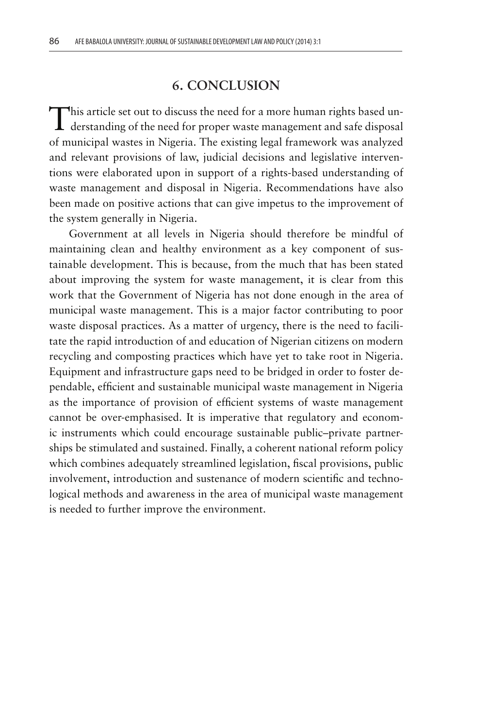## 6. CONCLUSION

This article set out to discuss the need for a more human rights based understanding of the need for proper waste management and safe disposal of municipal wastes in Nigeria. The existing legal framework was analyzed and relevant provisions of law, judicial decisions and legislative interventions were elaborated upon in support of a rights-based understanding of waste management and disposal in Nigeria. Recommendations have also been made on positive actions that can give impetus to the improvement of the system generally in Nigeria.

Government at all levels in Nigeria should therefore be mindful of maintaining clean and healthy environment as a key component of sustainable development. This is because, from the much that has been stated about improving the system for waste management, it is clear from this work that the Government of Nigeria has not done enough in the area of municipal waste management. This is a major factor contributing to poor waste disposal practices. As a matter of urgency, there is the need to facilitate the rapid introduction of and education of Nigerian citizens on modern recycling and composting practices which have yet to take root in Nigeria. Equipment and infrastructure gaps need to be bridged in order to foster dependable, efficient and sustainable municipal waste management in Nigeria as the importance of provision of efficient systems of waste management cannot be over-emphasised. It is imperative that regulatory and economic instruments which could encourage sustainable public–private partnerships be stimulated and sustained. Finally, a coherent national reform policy which combines adequately streamlined legislation, fiscal provisions, public involvement, introduction and sustenance of modern scientific and technological methods and awareness in the area of municipal waste management is needed to further improve the environment.